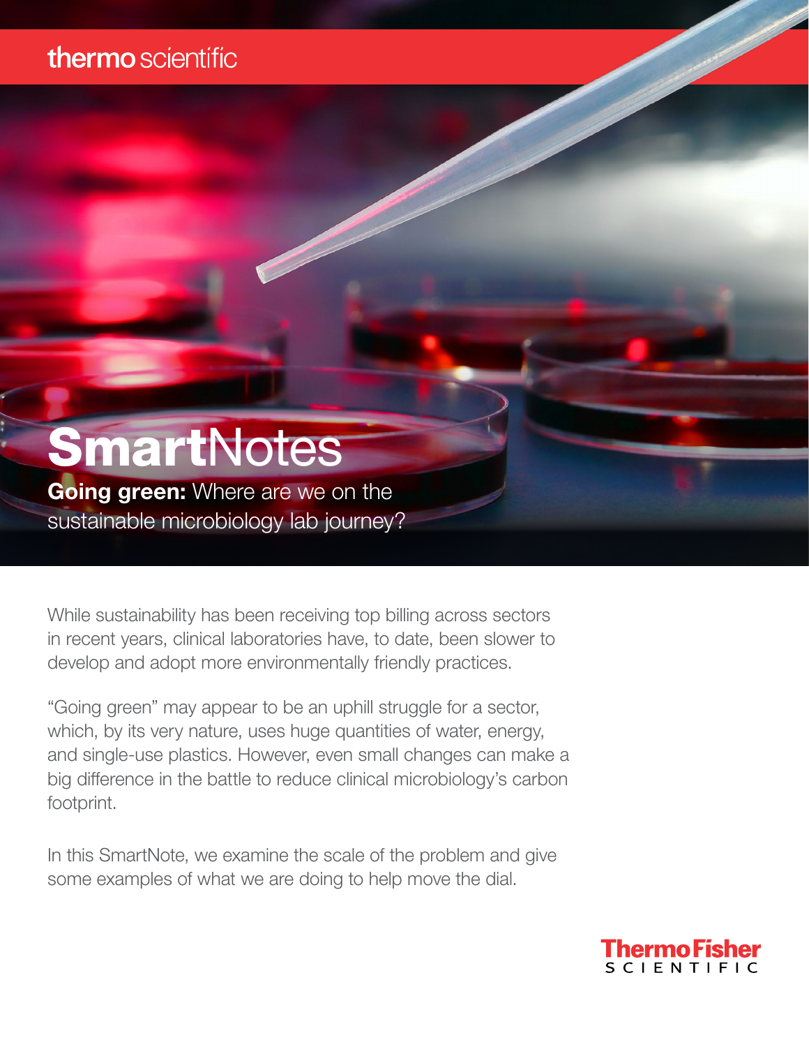thermo scientific

# SmartNotes

**Going green:** Where are we on the sustainable microbiology lab journey?

While sustainability has been receiving top billing across sectors in recent years, clinical laboratories have, to date, been slower to develop and adopt more environmentally friendly practices.

"Going green" may appear to be an uphill struggle for a sector, which, by its very nature, uses huge quantities of water, energy, and single-use plastics. However, even small changes can make a big difference in the battle to reduce clinical microbiology's carbon footprint.

In this SmartNote, we examine the scale of the problem and give some examples of what we are doing to help move the dial.

ThermoFisher SCIENTIFIC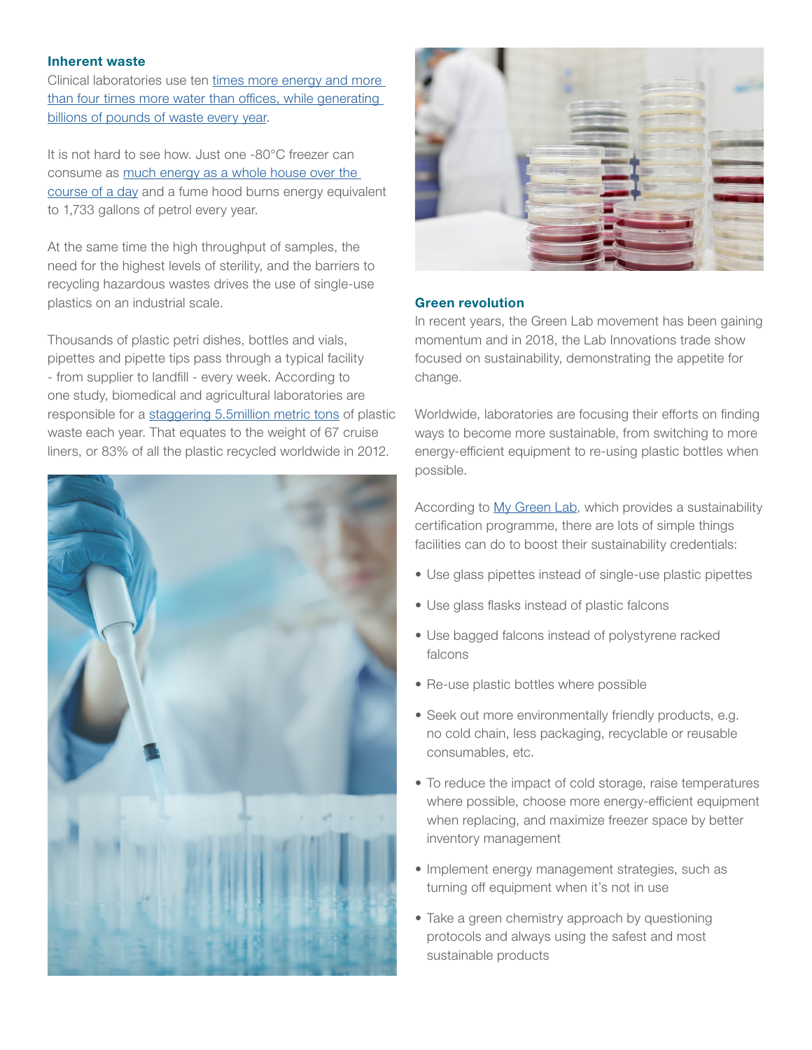### Inherent waste

Clinical laboratories use ten times more energy and more than four times more water than offices, while generating billions of pounds of waste every year.

It is not hard to see how. Just one -80°C freezer can consume as much energy as a whole house over the course of a day and a fume hood burns energy equivalent to 1,733 gallons of petrol every year.

At the same time the high throughput of samples, the need for the highest levels of sterility, and the barriers to recycling hazardous wastes drives the use of single-use plastics on an industrial scale.

Thousands of plastic petri dishes, bottles and vials, pipettes and pipette tips pass through a typical facility - from supplier to landfill - every week. According to one study, biomedical and agricultural laboratories are responsible for a staggering 5.5million metric tons of plastic waste each year. That equates to the weight of 67 cruise liners, or 83% of all the plastic recycled worldwide in 2012.

### Green revolution

In recent years, the Green Lab movement has been gaining momentum and in 2018, the Lab Innovations trade show focused on sustainability, demonstrating the appetite for change.

Worldwide, laboratories are focusing their efforts on finding ways to become more sustainable, from switching to more energy-efficient equipment to re-using plastic bottles when possible.

According to My Green Lab, which provides a sustainability certification programme, there are lots of simple things facilities can do to boost their sustainability credentials:

- Use glass pipettes instead of single-use plastic pipettes
- Use glass flasks instead of plastic falcons
- Use bagged falcons instead of polystyrene racked falcons
- Re-use plastic bottles where possible
- Seek out more environmentally friendly products, e.g. no cold chain, less packaging, recyclable or reusable consumables, etc.
- To reduce the impact of cold storage, raise temperatures where possible, choose more energy-efficient equipment when replacing, and maximize freezer space by better inventory management
- Implement energy management strategies, such as turning off equipment when it's not in use
- Take a green chemistry approach by questioning protocols and always using the safest and most sustainable products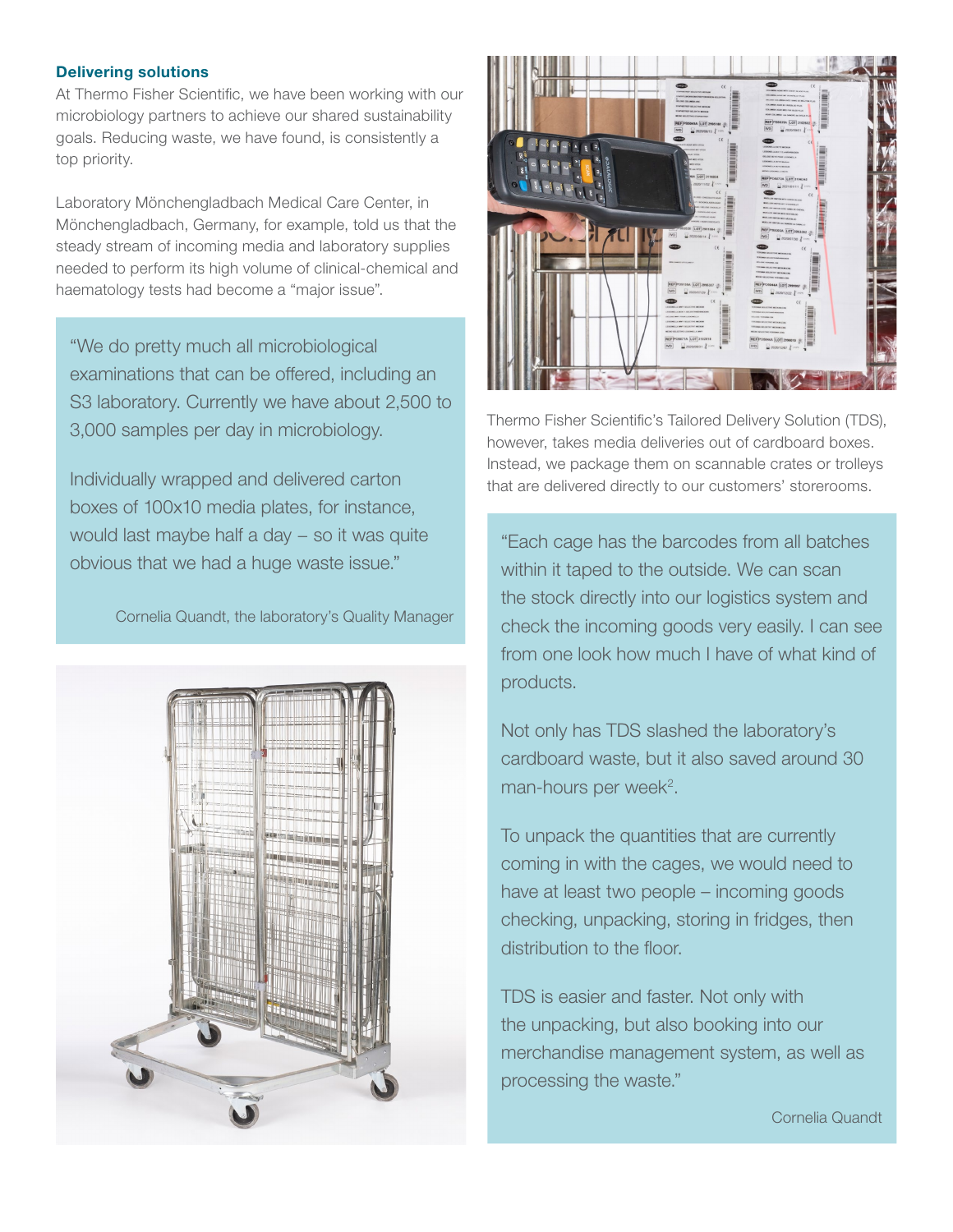### Delivering solutions

At Thermo Fisher Scientific, we have been working with our microbiology partners to achieve our shared sustainability goals. Reducing waste, we have found, is consistently a top priority.

Laboratory Mönchengladbach Medical Care Center, in Mönchengladbach, Germany, for example, told us that the steady stream of incoming media and laboratory supplies needed to perform its high volume of clinical-chemical and haematology tests had become a "major issue".

> "We do pretty much all microbiological examinations that can be offered, including an S3 laboratory. Currently we have about 2,500 to 3,000 samples per day in microbiology.
>
> Individually wrapped and delivered carton boxes of 100x10 media plates, for instance, would last maybe half a day – so it was quite obvious that we had a huge waste issue."
>
> Cornelia Quandt, the laboratory's Quality Manager

Thermo Fisher Scientific's Tailored Delivery Solution (TDS), however, takes media deliveries out of cardboard boxes. Instead, we package them on scannable crates or trolleys that are delivered directly to our customers' storerooms.

> "Each cage has the barcodes from all batches within it taped to the outside. We can scan the stock directly into our logistics system and check the incoming goods very easily. I can see from one look how much I have of what kind of products.
>
> Not only has TDS slashed the laboratory's cardboard waste, but it also saved around 30 man-hours per week[2].
>
> To unpack the quantities that are currently coming in with the cages, we would need to have at least two people – incoming goods checking, unpacking, storing in fridges, then distribution to the floor.
>
> TDS is easier and faster. Not only with the unpacking, but also booking into our merchandise management system, as well as processing the waste."
>
> Cornelia Quandt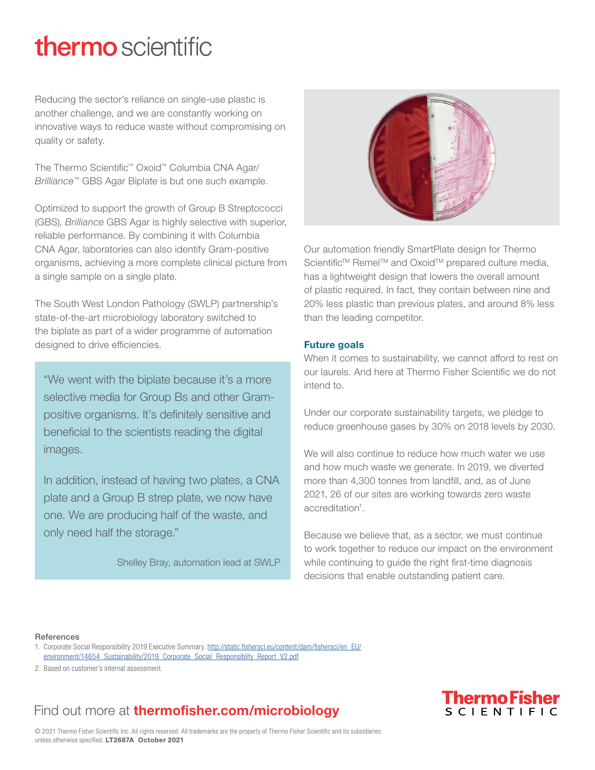# thermo scientific

Reducing the sector's reliance on single-use plastic is another challenge, and we are constantly working on innovative ways to reduce waste without compromising on quality or safety.

The Thermo Scientific™ Oxoid™ Columbia CNA Agar/ *Brilliance*™ GBS Agar Biplate is but one such example.

Optimized to support the growth of Group B Streptococci (GBS), *Brilliance* GBS Agar is highly selective with superior, reliable performance. By combining it with Columbia CNA Agar, laboratories can also identify Gram-positive organisms, achieving a more complete clinical picture from a single sample on a single plate.

The South West London Pathology (SWLP) partnership's state-of-the-art microbiology laboratory switched to the biplate as part of a wider programme of automation designed to drive efficiencies.

> "We went with the biplate because it's a more selective media for Group Bs and other Gram-positive organisms. It's definitely sensitive and beneficial to the scientists reading the digital images.
>
> In addition, instead of having two plates, a CNA plate and a Group B strep plate, we now have one. We are producing half of the waste, and only need half the storage."
>
> Shelley Bray, automation lead at SWLP

Our automation friendly SmartPlate design for Thermo Scientific™ Remel™ and Oxoid™ prepared culture media, has a lightweight design that lowers the overall amount of plastic required. In fact, they contain between nine and 20% less plastic than previous plates, and around 8% less than the leading competitor.

## Future goals

When it comes to sustainability, we cannot afford to rest on our laurels. And here at Thermo Fisher Scientific we do not intend to.

Under our corporate sustainability targets, we pledge to reduce greenhouse gases by 30% on 2018 levels by 2030.

We will also continue to reduce how much water we use and how much waste we generate. In 2019, we diverted more than 4,300 tonnes from landfill, and, as of June 2021, 26 of our sites are working towards zero waste accreditation[1].

Because we believe that, as a sector, we must continue to work together to reduce our impact on the environment while continuing to guide the right first-time diagnosis decisions that enable outstanding patient care.

### References

1. Corporate Social Responsibility 2019 Executive Summary. http://static.fishersci.eu/content/dam/fishersci/en_EU/environment/14654_Sustainability/2019_Corporate_Social_Responsiblity_Report_V2.pdf
2. Based on customer's internal assessment.

Find out more at **thermofisher.com/microbiology**

ThermoFisher SCIENTIFIC

© 2021 Thermo Fisher Scientific Inc. All rights reserved. All trademarks are the property of Thermo Fisher Scientific and its subsidiaries unless otherwise specified. **LT2687A October 2021**